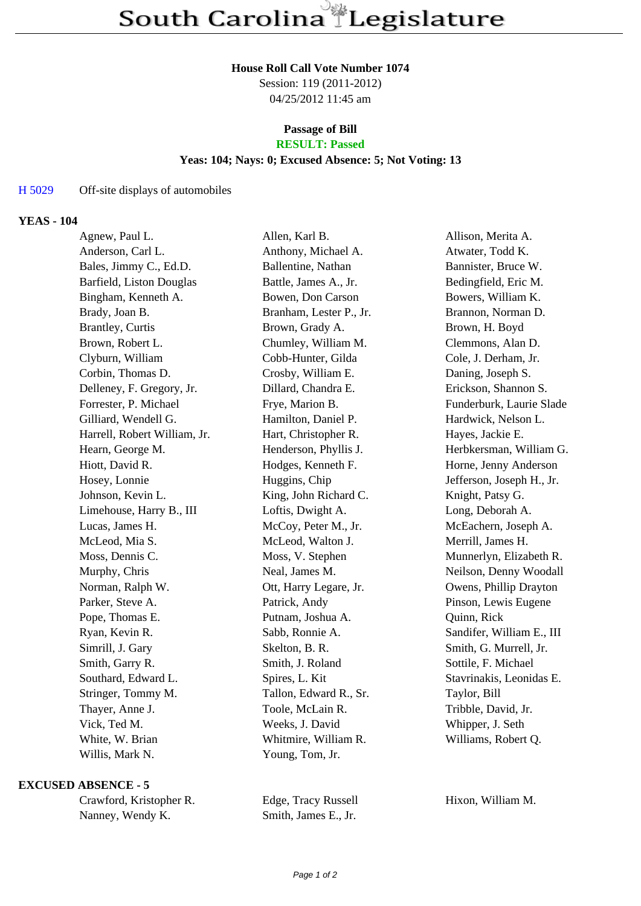# South Carolina Legislature

### House Roll Call Vote Number 1074

Session: 119 (2011-2012)
04/25/2012 11:45 am

**Passage of Bill**
**RESULT: Passed**
**Yeas: 104; Nays: 0; Excused Absence: 5; Not Voting: 13**

H 5029 Off-site displays of automobiles

**YEAS - 104**

| | | |
|---|---|---|
| Agnew, Paul L. | Allen, Karl B. | Allison, Merita A. |
| Anderson, Carl L. | Anthony, Michael A. | Atwater, Todd K. |
| Bales, Jimmy C., Ed.D. | Ballentine, Nathan | Bannister, Bruce W. |
| Barfield, Liston Douglas | Battle, James A., Jr. | Bedingfield, Eric M. |
| Bingham, Kenneth A. | Bowen, Don Carson | Bowers, William K. |
| Brady, Joan B. | Branham, Lester P., Jr. | Brannon, Norman D. |
| Brantley, Curtis | Brown, Grady A. | Brown, H. Boyd |
| Brown, Robert L. | Chumley, William M. | Clemmons, Alan D. |
| Clyburn, William | Cobb-Hunter, Gilda | Cole, J. Derham, Jr. |
| Corbin, Thomas D. | Crosby, William E. | Daning, Joseph S. |
| Delleney, F. Gregory, Jr. | Dillard, Chandra E. | Erickson, Shannon S. |
| Forrester, P. Michael | Frye, Marion B. | Funderburk, Laurie Slade |
| Gilliard, Wendell G. | Hamilton, Daniel P. | Hardwick, Nelson L. |
| Harrell, Robert William, Jr. | Hart, Christopher R. | Hayes, Jackie E. |
| Hearn, George M. | Henderson, Phyllis J. | Herbkersman, William G. |
| Hiott, David R. | Hodges, Kenneth F. | Horne, Jenny Anderson |
| Hosey, Lonnie | Huggins, Chip | Jefferson, Joseph H., Jr. |
| Johnson, Kevin L. | King, John Richard C. | Knight, Patsy G. |
| Limehouse, Harry B., III | Loftis, Dwight A. | Long, Deborah A. |
| Lucas, James H. | McCoy, Peter M., Jr. | McEachern, Joseph A. |
| McLeod, Mia S. | McLeod, Walton J. | Merrill, James H. |
| Moss, Dennis C. | Moss, V. Stephen | Munnerlyn, Elizabeth R. |
| Murphy, Chris | Neal, James M. | Neilson, Denny Woodall |
| Norman, Ralph W. | Ott, Harry Legare, Jr. | Owens, Phillip Drayton |
| Parker, Steve A. | Patrick, Andy | Pinson, Lewis Eugene |
| Pope, Thomas E. | Putnam, Joshua A. | Quinn, Rick |
| Ryan, Kevin R. | Sabb, Ronnie A. | Sandifer, William E., III |
| Simrill, J. Gary | Skelton, B. R. | Smith, G. Murrell, Jr. |
| Smith, Garry R. | Smith, J. Roland | Sottile, F. Michael |
| Southard, Edward L. | Spires, L. Kit | Stavrinakis, Leonidas E. |
| Stringer, Tommy M. | Tallon, Edward R., Sr. | Taylor, Bill |
| Thayer, Anne J. | Toole, McLain R. | Tribble, David, Jr. |
| Vick, Ted M. | Weeks, J. David | Whipper, J. Seth |
| White, W. Brian | Whitmire, William R. | Williams, Robert Q. |
| Willis, Mark N. | Young, Tom, Jr. | |

**EXCUSED ABSENCE - 5**

| | | |
|---|---|---|
| Crawford, Kristopher R. | Edge, Tracy Russell | Hixon, William M. |
| Nanney, Wendy K. | Smith, James E., Jr. | |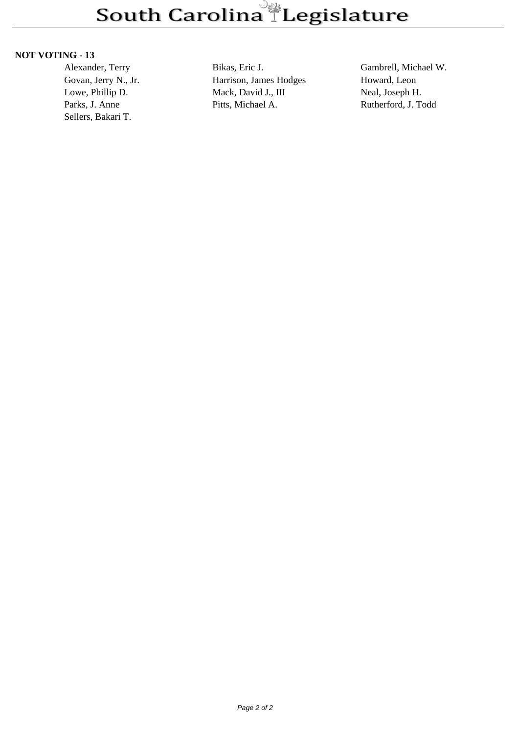**NOT VOTING - 13**

| | | |
|---|---|---|
| Alexander, Terry | Bikas, Eric J. | Gambrell, Michael W. |
| Govan, Jerry N., Jr. | Harrison, James Hodges | Howard, Leon |
| Lowe, Phillip D. | Mack, David J., III | Neal, Joseph H. |
| Parks, J. Anne | Pitts, Michael A. | Rutherford, J. Todd |
| Sellers, Bakari T. | | |